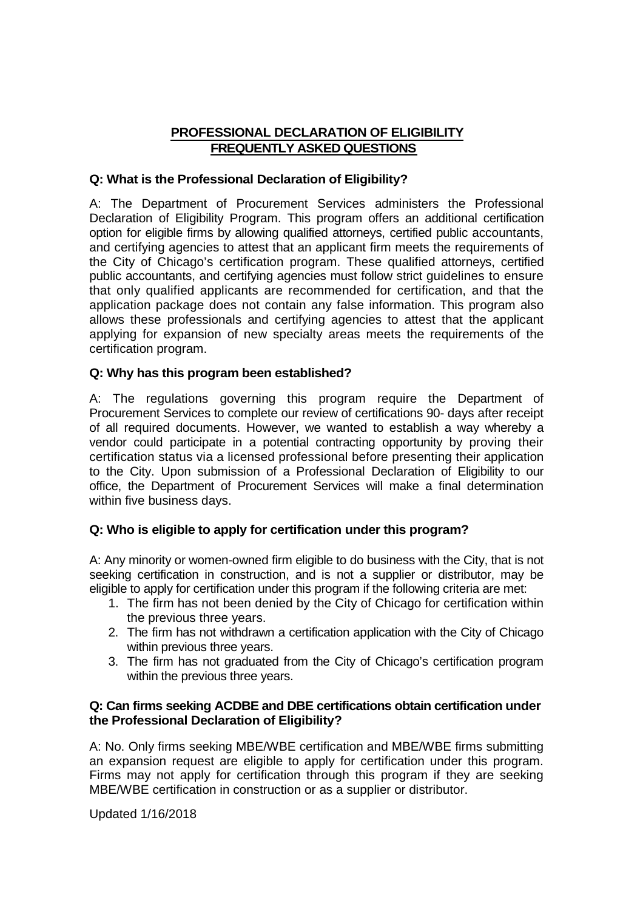# PROFESSIONAL DECLARATION OF ELIGIBILITY FREQUENTLY ASKED QUESTIONS

**Q: What is the Professional Declaration of Eligibility?**

A: The Department of Procurement Services administers the Professional Declaration of Eligibility Program. This program offers an additional certification option for eligible firms by allowing qualified attorneys, certified public accountants, and certifying agencies to attest that an applicant firm meets the requirements of the City of Chicago's certification program. These qualified attorneys, certified public accountants, and certifying agencies must follow strict guidelines to ensure that only qualified applicants are recommended for certification, and that the application package does not contain any false information. This program also allows these professionals and certifying agencies to attest that the applicant applying for expansion of new specialty areas meets the requirements of the certification program.

**Q: Why has this program been established?**

A: The regulations governing this program require the Department of Procurement Services to complete our review of certifications 90- days after receipt of all required documents. However, we wanted to establish a way whereby a vendor could participate in a potential contracting opportunity by proving their certification status via a licensed professional before presenting their application to the City. Upon submission of a Professional Declaration of Eligibility to our office, the Department of Procurement Services will make a final determination within five business days.

**Q: Who is eligible to apply for certification under this program?**

A: Any minority or women-owned firm eligible to do business with the City, that is not seeking certification in construction, and is not a supplier or distributor, may be eligible to apply for certification under this program if the following criteria are met:

1. The firm has not been denied by the City of Chicago for certification within the previous three years.
2. The firm has not withdrawn a certification application with the City of Chicago within previous three years.
3. The firm has not graduated from the City of Chicago's certification program within the previous three years.

**Q: Can firms seeking ACDBE and DBE certifications obtain certification under the Professional Declaration of Eligibility?**

A: No. Only firms seeking MBE/WBE certification and MBE/WBE firms submitting an expansion request are eligible to apply for certification under this program. Firms may not apply for certification through this program if they are seeking MBE/WBE certification in construction or as a supplier or distributor.

Updated 1/16/2018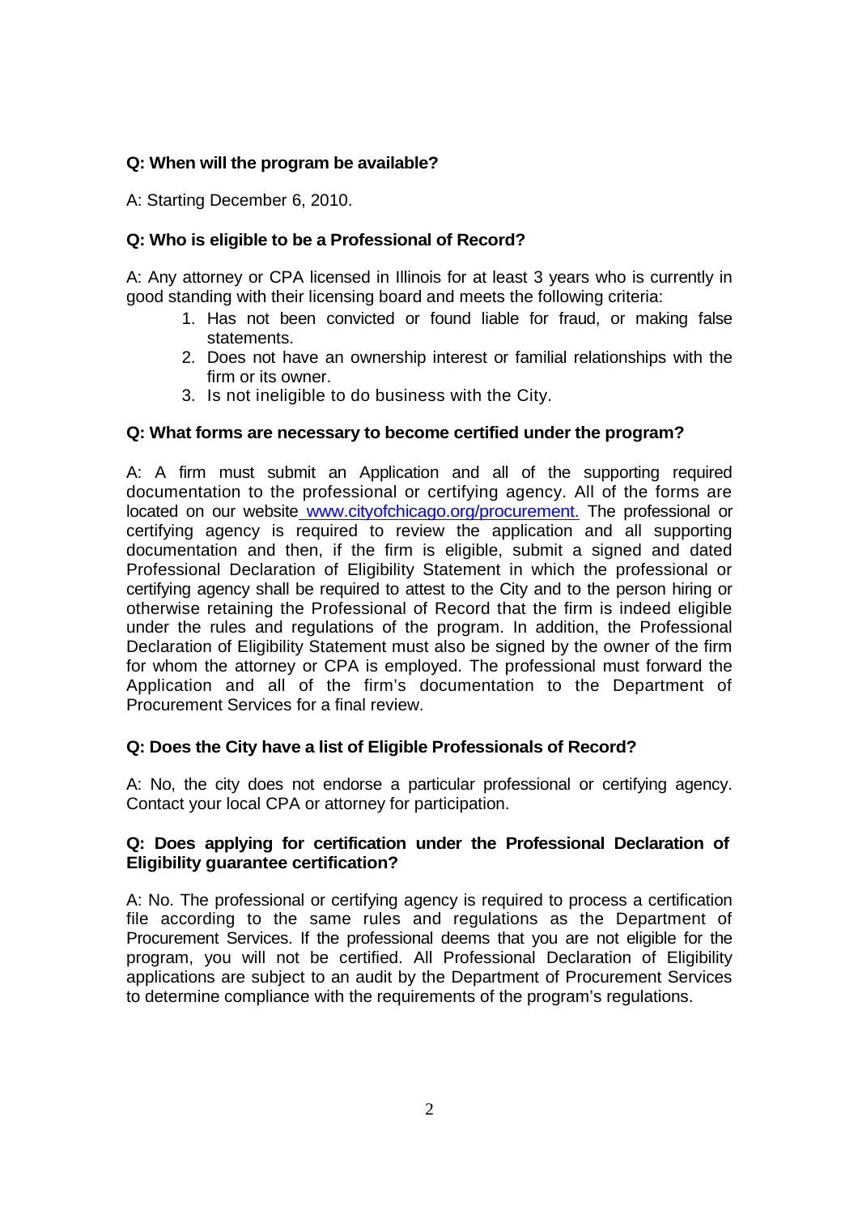**Q: When will the program be available?**

A: Starting December 6, 2010.

**Q: Who is eligible to be a Professional of Record?**

A: Any attorney or CPA licensed in Illinois for at least 3 years who is currently in good standing with their licensing board and meets the following criteria:

1. Has not been convicted or found liable for fraud, or making false statements.
2. Does not have an ownership interest or familial relationships with the firm or its owner.
3. Is not ineligible to do business with the City.

**Q: What forms are necessary to become certified under the program?**

A: A firm must submit an Application and all of the supporting required documentation to the professional or certifying agency. All of the forms are located on our website [www.cityofchicago.org/procurement.](http://www.cityofchicago.org/procurement) The professional or certifying agency is required to review the application and all supporting documentation and then, if the firm is eligible, submit a signed and dated Professional Declaration of Eligibility Statement in which the professional or certifying agency shall be required to attest to the City and to the person hiring or otherwise retaining the Professional of Record that the firm is indeed eligible under the rules and regulations of the program. In addition, the Professional Declaration of Eligibility Statement must also be signed by the owner of the firm for whom the attorney or CPA is employed. The professional must forward the Application and all of the firm's documentation to the Department of Procurement Services for a final review.

**Q: Does the City have a list of Eligible Professionals of Record?**

A: No, the city does not endorse a particular professional or certifying agency. Contact your local CPA or attorney for participation.

**Q: Does applying for certification under the Professional Declaration of Eligibility guarantee certification?**

A: No. The professional or certifying agency is required to process a certification file according to the same rules and regulations as the Department of Procurement Services. If the professional deems that you are not eligible for the program, you will not be certified. All Professional Declaration of Eligibility applications are subject to an audit by the Department of Procurement Services to determine compliance with the requirements of the program's regulations.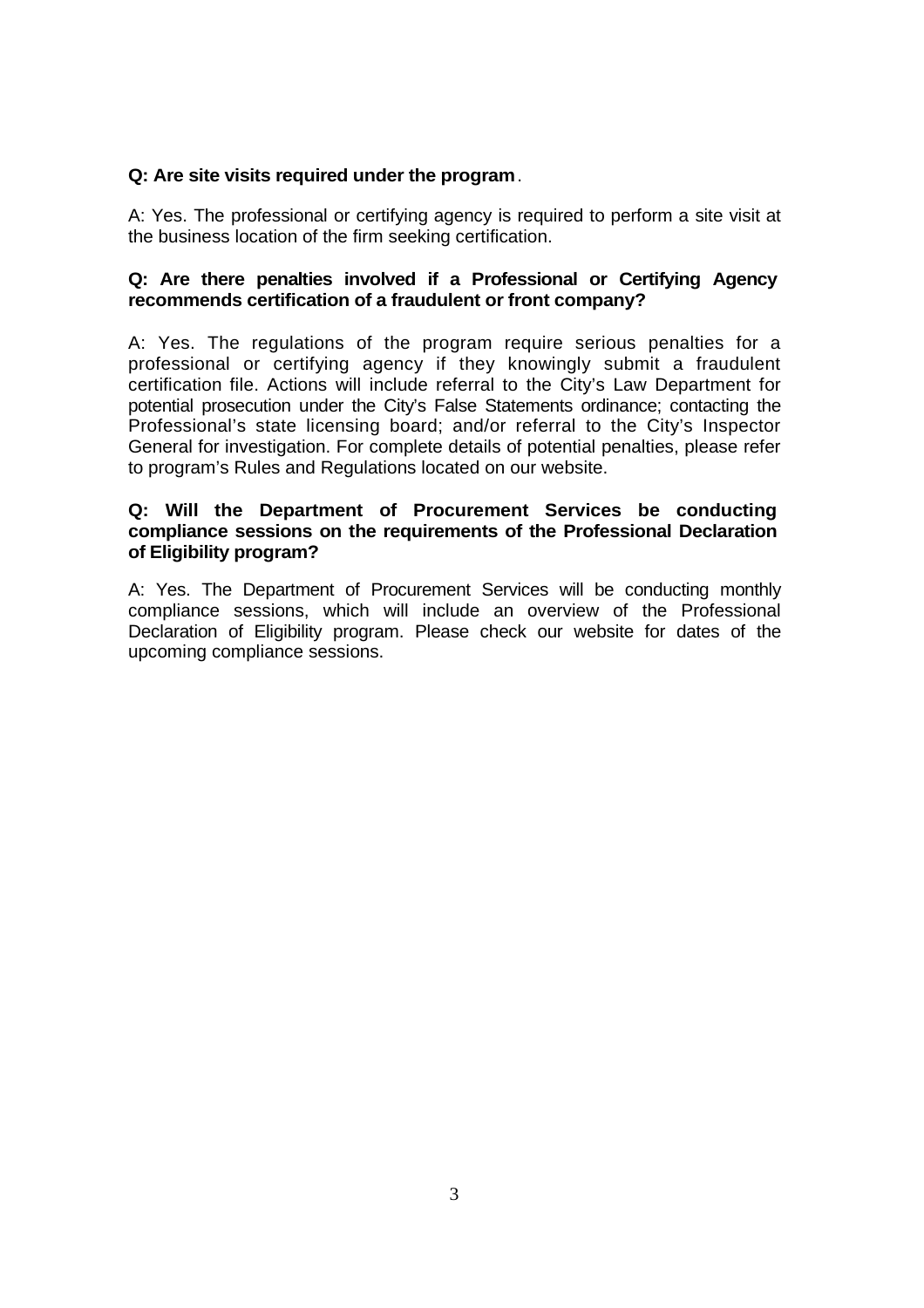**Q: Are site visits required under the program**.

A: Yes. The professional or certifying agency is required to perform a site visit at the business location of the firm seeking certification.

**Q: Are there penalties involved if a Professional or Certifying Agency recommends certification of a fraudulent or front company?**

A: Yes. The regulations of the program require serious penalties for a professional or certifying agency if they knowingly submit a fraudulent certification file. Actions will include referral to the City's Law Department for potential prosecution under the City's False Statements ordinance; contacting the Professional's state licensing board; and/or referral to the City's Inspector General for investigation. For complete details of potential penalties, please refer to program's Rules and Regulations located on our website.

**Q: Will the Department of Procurement Services be conducting compliance sessions on the requirements of the Professional Declaration of Eligibility program?**

A: Yes. The Department of Procurement Services will be conducting monthly compliance sessions, which will include an overview of the Professional Declaration of Eligibility program. Please check our website for dates of the upcoming compliance sessions.